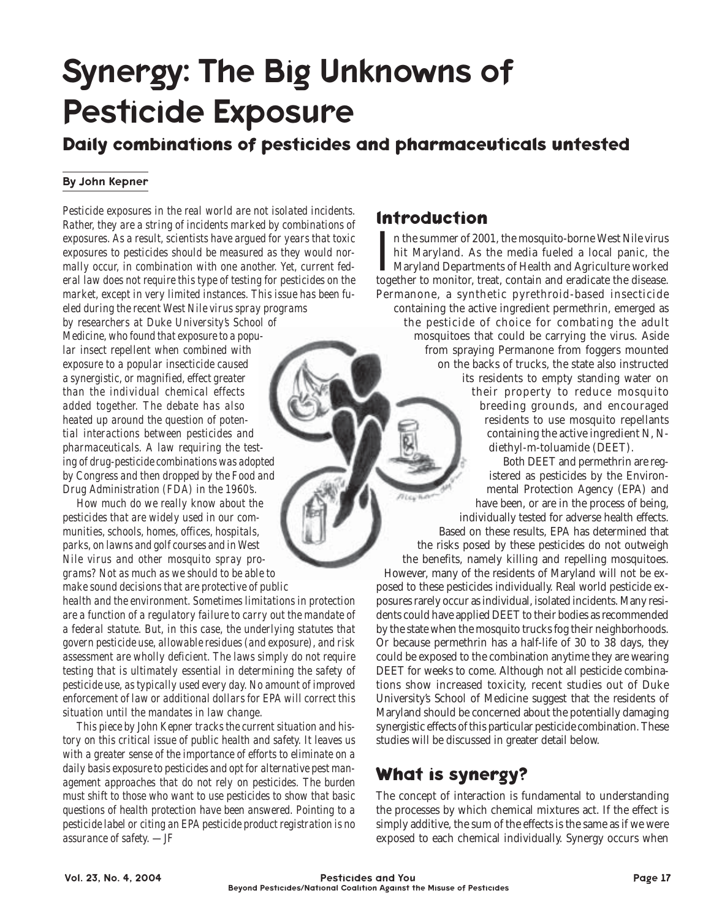# Synergy: The Big Unknowns of Pesticide Exposure

## Daily combinations of pesticides and pharmaceuticals untested

**By John Kepner**

*Pesticide exposures in the real world are not isolated incidents. Rather, they are a string of incidents marked by combinations of exposures. As a result, scientists have argued for years that toxic exposures to pesticides should be measured as they would normally occur, in combination with one another. Yet, current federal law does not require this type of testing for pesticides on the market, except in very limited instances. This issue has been fueled during the recent West Nile virus spray programs by researchers at Duke University's School of Medicine, who found that exposure to a popular insect repellent when combined with exposure to a popular insecticide caused a synergistic, or magnified, effect greater than the individual chemical effects added together. The debate has also heated up around the question of potential interactions between pesticides and pharmaceuticals. A law requiring the testing of drug-pesticide combinations was adopted by Congress and then dropped by the Food and Drug Administration (FDA) in the 1960's.*

*How much do we really know about the pesticides that are widely used in our communities, schools, homes, offices, hospitals, parks, on lawns and golf courses and in West Nile virus and other mosquito spray programs? Not as much as we should to be able to make sound decisions that are protective of public health and the environment. Sometimes limitations in protection are a function of a regulatory failure to carry out the mandate of a federal statute. But, in this case, the underlying statutes that govern pesticide use, allowable residues (and exposure), and risk assessment are wholly deficient. The laws simply do not require testing that is ultimately essential in determining the safety of pesticide use, as typically used every day. No amount of improved enforcement of law or additional dollars for EPA will correct this situation until the mandates in law change.*

*This piece by John Kepner tracks the current situation and history on this critical issue of public health and safety. It leaves us with a greater sense of the importance of efforts to eliminate on a daily basis exposure to pesticides and opt for alternative pest management approaches that do not rely on pesticides. The burden must shift to those who want to use pesticides to show that basic questions of health protection have been answered. Pointing to a pesticide label or citing an EPA pesticide product registration is no assurance of safety. —JF*

## Introduction

In the summer of 2001, the mosquito-borne West Nile virus hit Maryland. As the media fueled a local panic, the Maryland Departments of Health and Agriculture worked together to monitor, treat, contain and eradicate the disease. Permanone, a synthetic pyrethroid-based insecticide containing the active ingredient permethrin, emerged as the pesticide of choice for combating the adult mosquitoes that could be carrying the virus. Aside from spraying Permanone from foggers mounted on the backs of trucks, the state also instructed its residents to empty standing water on their property to reduce mosquito breeding grounds, and encouraged residents to use mosquito repellants containing the active ingredient N, N-diethyl-m-toluamide (DEET).

Both DEET and permethrin are registered as pesticides by the Environmental Protection Agency (EPA) and have been, or are in the process of being, individually tested for adverse health effects. Based on these results, EPA has determined that the risks posed by these pesticides do not outweigh the benefits, namely killing and repelling mosquitoes. However, many of the residents of Maryland will not be exposed to these pesticides individually. Real world pesticide exposures rarely occur as individual, isolated incidents. Many residents could have applied DEET to their bodies as recommended by the state when the mosquito trucks fog their neighborhoods. Or because permethrin has a half-life of 30 to 38 days, they could be exposed to the combination anytime they are wearing DEET for weeks to come. Although not all pesticide combinations show increased toxicity, recent studies out of Duke University's School of Medicine suggest that the residents of Maryland should be concerned about the potentially damaging synergistic effects of this particular pesticide combination. These studies will be discussed in greater detail below.

## What is synergy?

The concept of interaction is fundamental to understanding the processes by which chemical mixtures act. If the effect is simply additive, the sum of the effects is the same as if we were exposed to each chemical individually. Synergy occurs when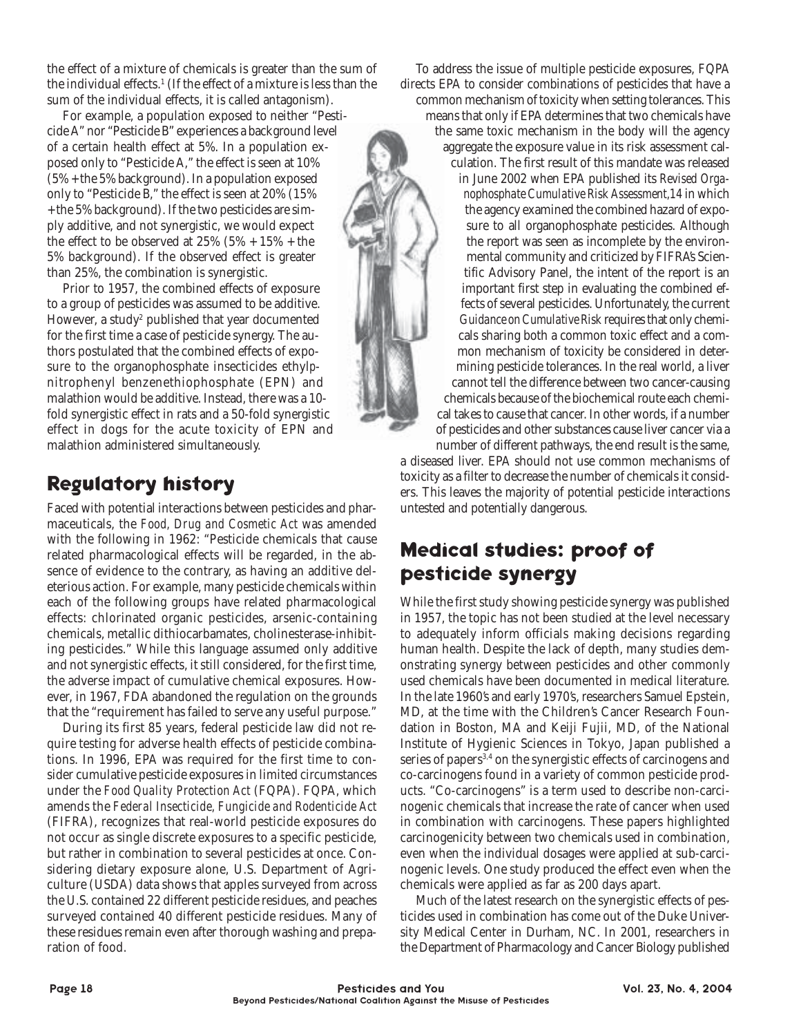the effect of a mixture of chemicals is greater than the sum of the individual effects.[1] (If the effect of a mixture is less than the sum of the individual effects, it is called antagonism).

For example, a population exposed to neither "Pesticide A" nor "Pesticide B" experiences a background level of a certain health effect at 5%. In a population exposed only to "Pesticide A," the effect is seen at 10% (5% + the 5% background). In a population exposed only to "Pesticide B," the effect is seen at 20% (15% + the 5% background). If the two pesticides are simply additive, and not synergistic, we would expect the effect to be observed at 25% (5% + 15% + the 5% background). If the observed effect is greater than 25%, the combination is synergistic.

Prior to 1957, the combined effects of exposure to a group of pesticides was assumed to be additive. However, a study[2] published that year documented for the first time a case of pesticide synergy. The authors postulated that the combined effects of exposure to the organophosphate insecticides ethyl*p*-nitrophenyl benzenethiophosphate (EPN) and malathion would be additive. Instead, there was a 10-fold synergistic effect in rats and a 50-fold synergistic effect in dogs for the acute toxicity of EPN and malathion administered simultaneously.

## Regulatory history

Faced with potential interactions between pesticides and pharmaceuticals, the *Food, Drug and Cosmetic Act* was amended with the following in 1962: "Pesticide chemicals that cause related pharmacological effects will be regarded, in the absence of evidence to the contrary, as having an additive deleterious action. For example, many pesticide chemicals within each of the following groups have related pharmacological effects: chlorinated organic pesticides, arsenic-containing chemicals, metallic dithiocarbamates, cholinesterase-inhibiting pesticides." While this language assumed only additive and not synergistic effects, it still considered, for the first time, the adverse impact of cumulative chemical exposures. However, in 1967, FDA abandoned the regulation on the grounds that the "requirement has failed to serve any useful purpose."

During its first 85 years, federal pesticide law did not require testing for adverse health effects of pesticide combinations. In 1996, EPA was required for the first time to consider cumulative pesticide exposures in limited circumstances under the *Food Quality Protection Act* (FQPA). FQPA, which amends the *Federal Insecticide, Fungicide and Rodenticide Act* (FIFRA), recognizes that real-world pesticide exposures do not occur as single discrete exposures to a specific pesticide, but rather in combination to several pesticides at once. Considering dietary exposure alone, U.S. Department of Agriculture (USDA) data shows that apples surveyed from across the U.S. contained 22 different pesticide residues, and peaches surveyed contained 40 different pesticide residues. Many of these residues remain even after thorough washing and preparation of food.

To address the issue of multiple pesticide exposures, FQPA directs EPA to consider combinations of pesticides that have a common mechanism of toxicity when setting tolerances. This means that only if EPA determines that two chemicals have the same toxic mechanism in the body will the agency aggregate the exposure value in its risk assessment calculation. The first result of this mandate was released in June 2002 when EPA published its *Revised Organophosphate Cumulative Risk Assessment*,14 in which the agency examined the combined hazard of exposure to all organophosphate pesticides. Although the report was seen as incomplete by the environmental community and criticized by FIFRA's Scientific Advisory Panel, the intent of the report is an important first step in evaluating the combined effects of several pesticides. Unfortunately, the current *Guidance on Cumulative Risk* requires that only chemicals sharing both a common toxic effect and a common mechanism of toxicity be considered in determining pesticide tolerances. In the real world, a liver cannot tell the difference between two cancer-causing chemicals because of the biochemical route each chemical takes to cause that cancer. In other words, if a number of pesticides and other substances cause liver cancer via a number of different pathways, the end result is the same, a diseased liver. EPA should not use common mechanisms of toxicity as a filter to decrease the number of chemicals it considers. This leaves the majority of potential pesticide interactions untested and potentially dangerous.

## Medical studies: proof of pesticide synergy

While the first study showing pesticide synergy was published in 1957, the topic has not been studied at the level necessary to adequately inform officials making decisions regarding human health. Despite the lack of depth, many studies demonstrating synergy between pesticides and other commonly used chemicals have been documented in medical literature. In the late 1960's and early 1970's, researchers Samuel Epstein, MD, at the time with the Children's Cancer Research Foundation in Boston, MA and Keiji Fujii, MD, of the National Institute of Hygienic Sciences in Tokyo, Japan published a series of papers[3,4] on the synergistic effects of carcinogens and co-carcinogens found in a variety of common pesticide products. "Co-carcinogens" is a term used to describe non-carcinogenic chemicals that increase the rate of cancer when used in combination with carcinogens. These papers highlighted carcinogenicity between two chemicals used in combination, even when the individual dosages were applied at sub-carcinogenic levels. One study produced the effect even when the chemicals were applied as far as 200 days apart.

Much of the latest research on the synergistic effects of pesticides used in combination has come out of the Duke University Medical Center in Durham, NC. In 2001, researchers in the Department of Pharmacology and Cancer Biology published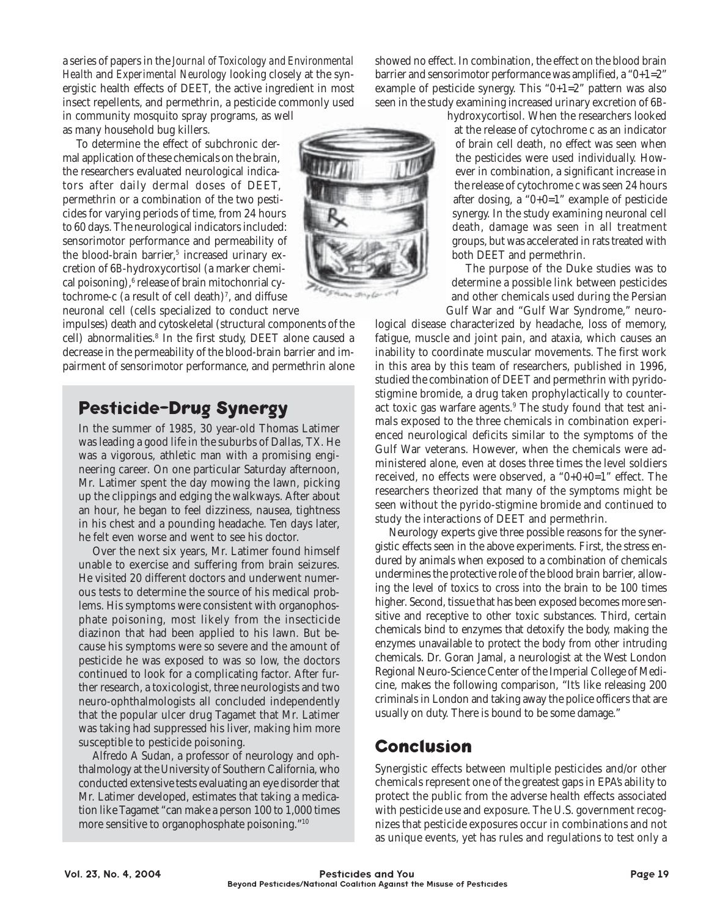a series of papers in the *Journal of Toxicology and Environmental Health* and *Experimental Neurology* looking closely at the synergistic health effects of DEET, the active ingredient in most insect repellents, and permethrin, a pesticide commonly used in community mosquito spray programs, as well as many household bug killers.

To determine the effect of subchronic dermal application of these chemicals on the brain, the researchers evaluated neurological indicators after daily dermal doses of DEET, permethrin or a combination of the two pesticides for varying periods of time, from 24 hours to 60 days. The neurological indicators included: sensorimotor performance and permeability of the blood-brain barrier,[5] increased urinary excretion of 6B-hydroxycortisol (a marker chemical poisoning),[6] release of brain mitochonrial cytochrome-c (a result of cell death)[7], and diffuse neuronal cell (cells specialized to conduct nerve impulses) death and cytoskeletal (structural components of the cell) abnormalities.[8] In the first study, DEET alone caused a decrease in the permeability of the blood-brain barrier and impairment of sensorimotor performance, and permethrin alone showed no effect. In combination, the effect on the blood brain barrier and sensorimotor performance was amplified, a "0+1=2" example of pesticide synergy. This "0+1=2" pattern was also seen in the study examining increased urinary excretion of 6B-hydroxycortisol. When the researchers looked at the release of cytochrome c as an indicator of brain cell death, no effect was seen when the pesticides were used individually. However in combination, a significant increase in the release of cytochrome c was seen 24 hours after dosing, a "0+0=1" example of pesticide synergy. In the study examining neuronal cell death, damage was seen in all treatment groups, but was accelerated in rats treated with both DEET and permethrin.

The purpose of the Duke studies was to determine a possible link between pesticides and other chemicals used during the Persian Gulf War and "Gulf War Syndrome," neurological disease characterized by headache, loss of memory, fatigue, muscle and joint pain, and ataxia, which causes an inability to coordinate muscular movements. The first work in this area by this team of researchers, published in 1996, studied the combination of DEET and permethrin with pyridostigmine bromide, a drug taken prophylactically to counteract toxic gas warfare agents.[9] The study found that test animals exposed to the three chemicals in combination experienced neurological deficits similar to the symptoms of the Gulf War veterans. However, when the chemicals were administered alone, even at doses three times the level soldiers received, no effects were observed, a "0+0+0=1" effect. The researchers theorized that many of the symptoms might be seen without the pyrido-stigmine bromide and continued to study the interactions of DEET and permethrin.

Neurology experts give three possible reasons for the synergistic effects seen in the above experiments. First, the stress endured by animals when exposed to a combination of chemicals undermines the protective role of the blood brain barrier, allowing the level of toxics to cross into the brain to be 100 times higher. Second, tissue that has been exposed becomes more sensitive and receptive to other toxic substances. Third, certain chemicals bind to enzymes that detoxify the body, making the enzymes unavailable to protect the body from other intruding chemicals. Dr. Goran Jamal, a neurologist at the West London Regional Neuro-Science Center of the Imperial College of Medicine, makes the following comparison, "It's like releasing 200 criminals in London and taking away the police officers that are usually on duty. There is bound to be some damage."

## Pesticide-Drug Synergy

In the summer of 1985, 30 year-old Thomas Latimer was leading a good life in the suburbs of Dallas, TX. He was a vigorous, athletic man with a promising engineering career. On one particular Saturday afternoon, Mr. Latimer spent the day mowing the lawn, picking up the clippings and edging the walkways. After about an hour, he began to feel dizziness, nausea, tightness in his chest and a pounding headache. Ten days later, he felt even worse and went to see his doctor.

Over the next six years, Mr. Latimer found himself unable to exercise and suffering from brain seizures. He visited 20 different doctors and underwent numerous tests to determine the source of his medical problems. His symptoms were consistent with organophosphate poisoning, most likely from the insecticide diazinon that had been applied to his lawn. But because his symptoms were so severe and the amount of pesticide he was exposed to was so low, the doctors continued to look for a complicating factor. After further research, a toxicologist, three neurologists and two neuro-ophthalmologists all concluded independently that the popular ulcer drug Tagamet that Mr. Latimer was taking had suppressed his liver, making him more susceptible to pesticide poisoning.

Alfredo A Sudan, a professor of neurology and ophthalmology at the University of Southern California, who conducted extensive tests evaluating an eye disorder that Mr. Latimer developed, estimates that taking a medication like Tagamet "can make a person 100 to 1,000 times more sensitive to organophosphate poisoning."[10]

## Conclusion

Synergistic effects between multiple pesticides and/or other chemicals represent one of the greatest gaps in EPA's ability to protect the public from the adverse health effects associated with pesticide use and exposure. The U.S. government recognizes that pesticide exposures occur in combinations and not as unique events, yet has rules and regulations to test only a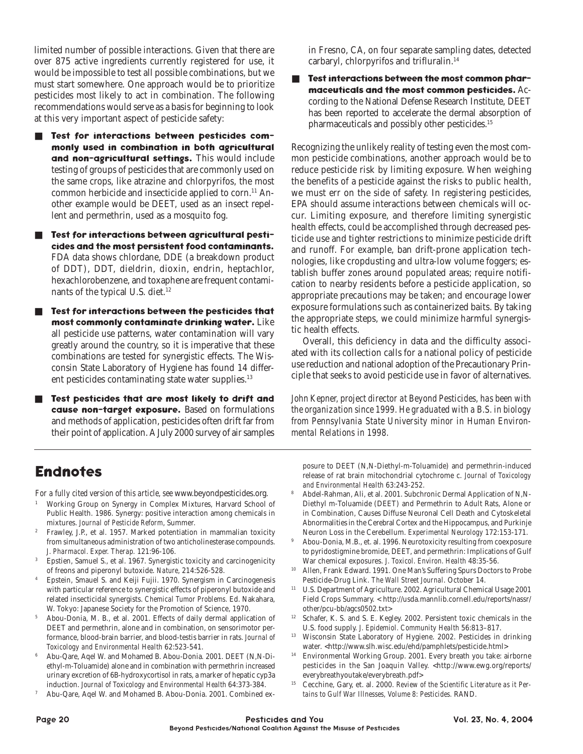limited number of possible interactions. Given that there are over 875 active ingredients currently registered for use, it would be impossible to test all possible combinations, but we must start somewhere. One approach would be to prioritize pesticides most likely to act in combination. The following recommendations would serve as a basis for beginning to look at this very important aspect of pesticide safety:

- **Test for interactions between pesticides commonly used in combination in both agricultural and non-agricultural settings.** This would include testing of groups of pesticides that are commonly used on the same crops, like atrazine and chlorpyrifos, the most common herbicide and insecticide applied to corn.[11] Another example would be DEET, used as an insect repellent and permethrin, used as a mosquito fog.
- **Test for interactions between agricultural pesticides and the most persistent food contaminants.** FDA data shows chlordane, DDE (a breakdown product of DDT), DDT, dieldrin, dioxin, endrin, heptachlor, hexachlorobenzene, and toxaphene are frequent contaminants of the typical U.S. diet.[12]
- **Test for interactions between the pesticides that most commonly contaminate drinking water.** Like all pesticide use patterns, water contamination will vary greatly around the country, so it is imperative that these combinations are tested for synergistic effects. The Wisconsin State Laboratory of Hygiene has found 14 different pesticides contaminating state water supplies.[13]
- **Test pesticides that are most likely to drift and cause non-target exposure.** Based on formulations and methods of application, pesticides often drift far from their point of application. A July 2000 survey of air samples in Fresno, CA, on four separate sampling dates, detected carbaryl, chlorpyrifos and trifluralin.[14]
- **Test interactions between the most common pharmaceuticals and the most common pesticides.** According to the National Defense Research Institute, DEET has been reported to accelerate the dermal absorption of pharmaceuticals and possibly other pesticides.[15]

Recognizing the unlikely reality of testing even the most common pesticide combinations, another approach would be to reduce pesticide risk by limiting exposure. When weighing the benefits of a pesticide against the risks to public health, we must err on the side of safety. In registering pesticides, EPA should assume interactions between chemicals will occur. Limiting exposure, and therefore limiting synergistic health effects, could be accomplished through decreased pesticide use and tighter restrictions to minimize pesticide drift and runoff. For example, ban drift-prone application technologies, like cropdusting and ultra-low volume foggers; establish buffer zones around populated areas; require notification to nearby residents before a pesticide application, so appropriate precautions may be taken; and encourage lower exposure formulations such as containerized baits. By taking the appropriate steps, we could minimize harmful synergistic health effects.

Overall, this deficiency in data and the difficulty associated with its collection calls for a national policy of pesticide use reduction and national adoption of the Precautionary Principle that seeks to avoid pesticide use in favor of alternatives.

*John Kepner, project director at Beyond Pesticides, has been with the organization since 1999. He graduated with a B.S. in biology from Pennsylvania State University minor in Human Environmental Relations in 1998.*

## Endnotes

*For a fully cited version of this article, see* www.beyondpesticides.org.

1. Working Group on Synergy in Complex Mixtures, Harvard School of Public Health. 1986. Synergy: positive interaction among chemicals in mixtures. *Journal of Pesticide Reform*, Summer.
2. Frawley, J.P., et al. 1957. Marked potentiation in mammalian toxicity from simultaneous administration of two anticholinesterase compounds. *J. Pharmacol. Exper. Therap.* 121:96-106.
3. Epstien, Samuel S., et al. 1967. Synergistic toxicity and carcinogenicity of freons and piperonyl butoxide. *Nature*, 214:526-528.
4. Epstein, Smauel S. and Keiji Fujii. 1970. Synergism in Carcinogenesis with particular reference to synergistic effects of piperonyl butoxide and related insecticidal synergists. *Chemical Tumor Problems*. Ed. Nakahara, W. Tokyo: Japanese Society for the Promotion of Science, 1970.
5. Abou-Donia, M. B., et al. 2001. Effects of daily dermal application of DEET and permethrin, alone and in combination, on sensorimotor performance, blood-brain barrier, and blood-testis barrier in rats. *Journal of Toxicology and Environmental Health* 62:523-541.
6. Abu-Qare, Aqel W. and Mohamed B. Abou-Donia. 2001. DEET (N,N-Diethyl-m-Toluamide) alone and in combination with permethrin increased urinary excretion of 6B-hydroxycortisol in rats, a marker of hepatic cyp3a induction. *Journal of Toxicology and Environmental Health* 64:373-384.
7. Abu-Qare, Aqel W. and Mohamed B. Abou-Donia. 2001. Combined exposure to DEET (N,N-Diethyl-m-Toluamide) and permethrin-induced release of rat brain mitochondrial cytochrome c. *Journal of Toxicology and Environmental Health* 63:243-252.
8. Abdel-Rahman, Ali, et al. 2001. Subchronic Dermal Application of N,N-Diethyl m-Toluamide (DEET) and Permethrin to Adult Rats, Alone or in Combination, Causes Diffuse Neuronal Cell Death and Cytoskeletal Abnormalities in the Cerebral Cortex and the Hippocampus, and Purkinje Neuron Loss in the Cerebellum. *Experimental Neurology* 172:153-171.
9. Abou-Donia, M.B., et. al. 1996. Neurotoxicity resulting from coexposure to pyridostigmine bromide, DEET, and permethrin: Implications of Gulf War chemical exposures. *J. Toxicol. Environ. Health* 48:35-56.
10. Allen, Frank Edward. 1991. One Man's Suffering Spurs Doctors to Probe Pesticide-Drug Link. *The Wall Street Journal*. October 14.
11. U.S. Department of Agriculture. 2002. Agricultural Chemical Usage 2001 Field Crops Summary. < http://usda.mannlib.cornell.edu/reports/nassr/other/pcu-bb/agcs0502.txt>
12. Schafer, K. S. and S. E. Kegley. 2002. Persistent toxic chemicals in the U.S. food supply. *J. Epidemiol. Community Health* 56:813–817.
13. Wisconsin State Laboratory of Hygiene. 2002. Pesticides in drinking water. <http://www.slh.wisc.edu/ehd/pamphlets/pesticide.html>
14. Environmental Working Group. 2001. Every breath you take: airborne pesticides in the San Joaquin Valley. <http://www.ewg.org/reports/everybreathyoutake/everybreath.pdf>
15. Cecchine, Gary, et. al. 2000. *Review of the Scientific Literature as it Pertains to Gulf War Illnesses, Volume 8: Pesticides*. RAND.